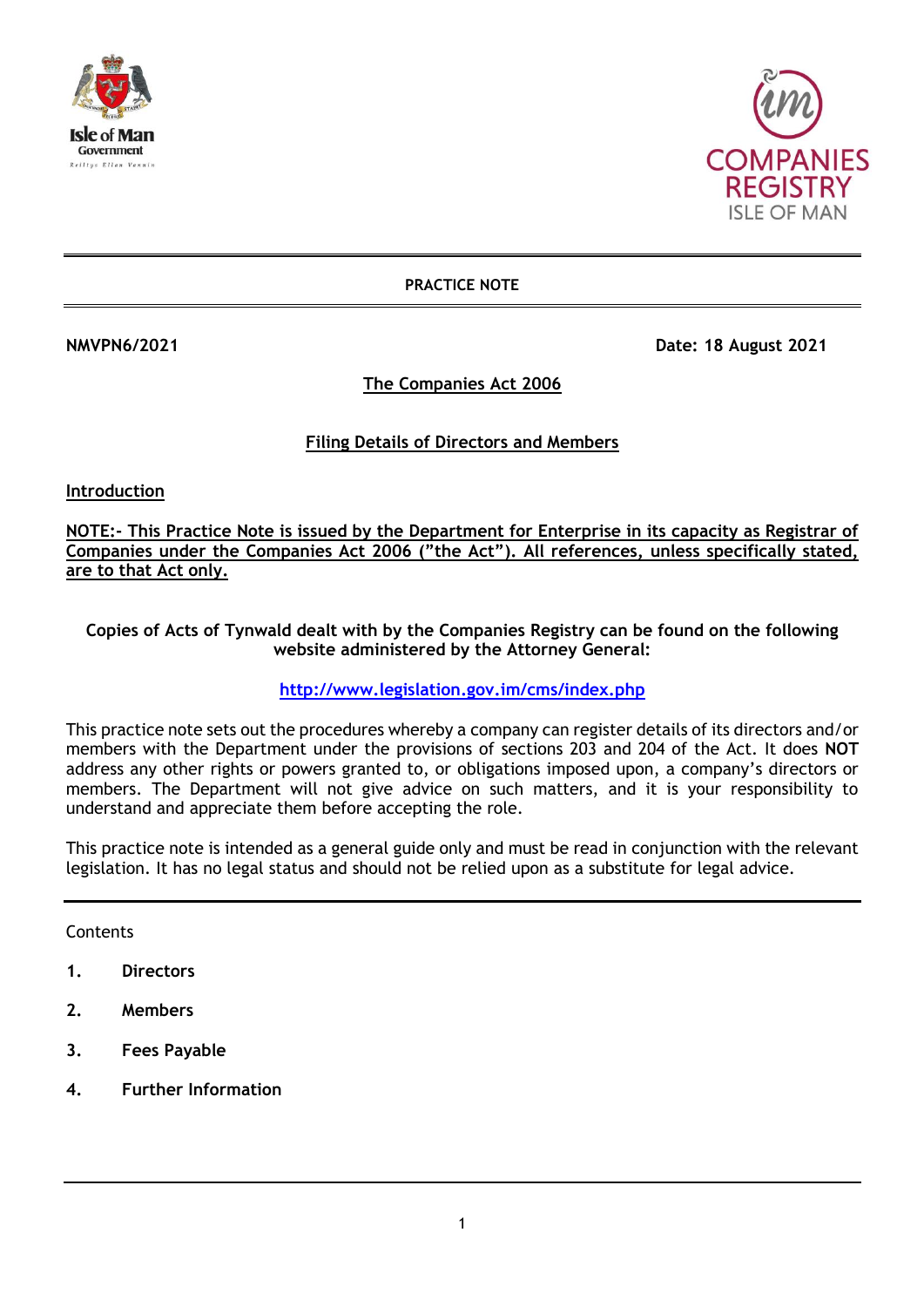**PRACTICE NOTE**

**NMVPN6/2021** **Date: 18 August 2021**

## The Companies Act 2006

## Filing Details of Directors and Members

### Introduction

**NOTE:- This Practice Note is issued by the Department for Enterprise in its capacity as Registrar of Companies under the Companies Act 2006 ("the Act"). All references, unless specifically stated, are to that Act only.**

**Copies of Acts of Tynwald dealt with by the Companies Registry can be found on the following website administered by the Attorney General:**

**http://www.legislation.gov.im/cms/index.php**

This practice note sets out the procedures whereby a company can register details of its directors and/or members with the Department under the provisions of sections 203 and 204 of the Act. It does **NOT** address any other rights or powers granted to, or obligations imposed upon, a company's directors or members. The Department will not give advice on such matters, and it is your responsibility to understand and appreciate them before accepting the role.

This practice note is intended as a general guide only and must be read in conjunction with the relevant legislation. It has no legal status and should not be relied upon as a substitute for legal advice.

---

Contents

1. **Directors**
2. **Members**
3. **Fees Payable**
4. **Further Information**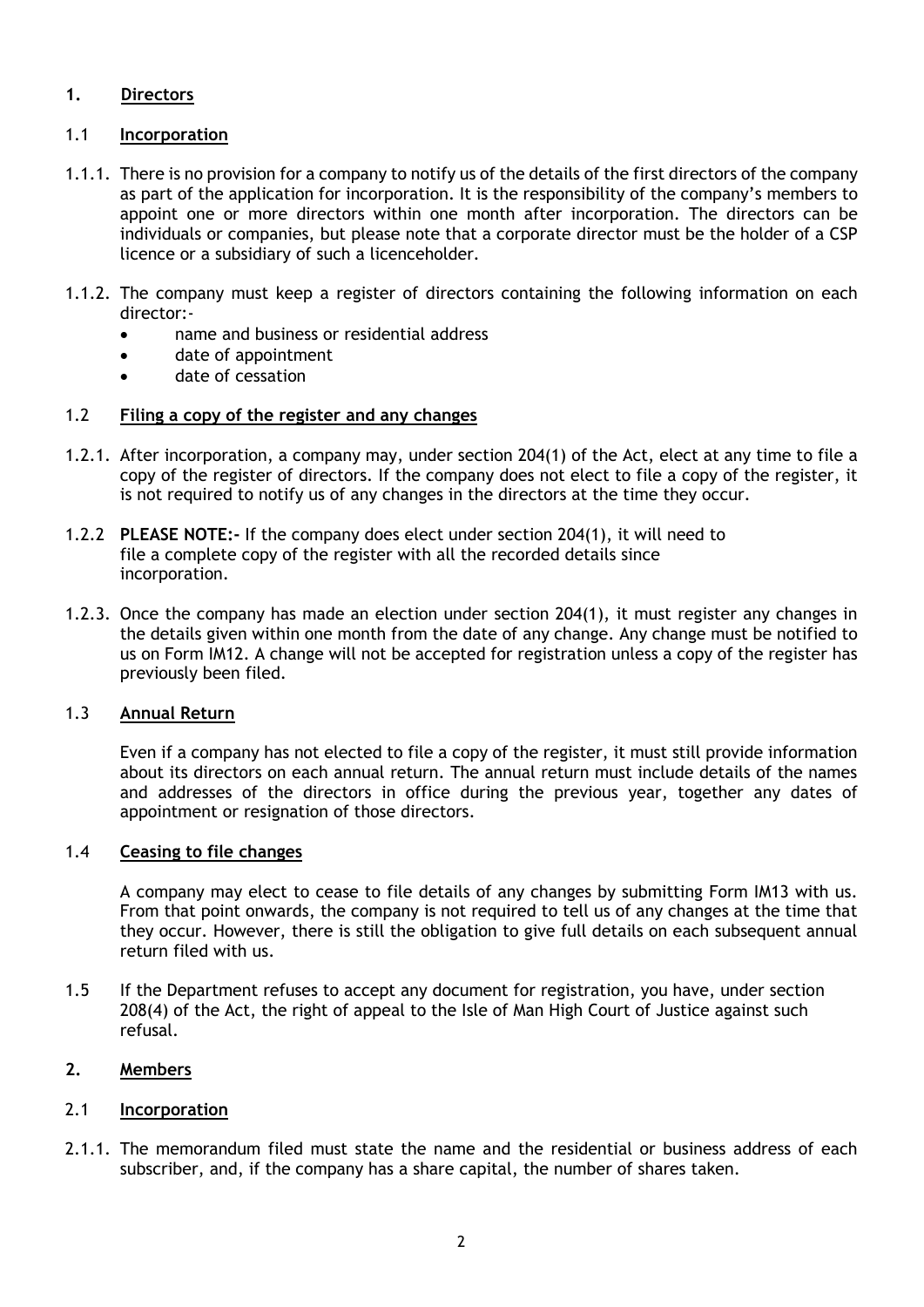## 1. Directors

### 1.1 Incorporation

1.1.1. There is no provision for a company to notify us of the details of the first directors of the company as part of the application for incorporation. It is the responsibility of the company's members to appoint one or more directors within one month after incorporation. The directors can be individuals or companies, but please note that a corporate director must be the holder of a CSP licence or a subsidiary of such a licenceholder.

1.1.2. The company must keep a register of directors containing the following information on each director:-

- name and business or residential address
- date of appointment
- date of cessation

### 1.2 Filing a copy of the register and any changes

1.2.1. After incorporation, a company may, under section 204(1) of the Act, elect at any time to file a copy of the register of directors. If the company does not elect to file a copy of the register, it is not required to notify us of any changes in the directors at the time they occur.

1.2.2 **PLEASE NOTE:-** If the company does elect under section 204(1), it will need to file a complete copy of the register with all the recorded details since incorporation.

1.2.3. Once the company has made an election under section 204(1), it must register any changes in the details given within one month from the date of any change. Any change must be notified to us on Form IM12. A change will not be accepted for registration unless a copy of the register has previously been filed.

### 1.3 Annual Return

Even if a company has not elected to file a copy of the register, it must still provide information about its directors on each annual return. The annual return must include details of the names and addresses of the directors in office during the previous year, together any dates of appointment or resignation of those directors.

### 1.4 Ceasing to file changes

A company may elect to cease to file details of any changes by submitting Form IM13 with us. From that point onwards, the company is not required to tell us of any changes at the time that they occur. However, there is still the obligation to give full details on each subsequent annual return filed with us.

1.5 If the Department refuses to accept any document for registration, you have, under section 208(4) of the Act, the right of appeal to the Isle of Man High Court of Justice against such refusal.

## 2. Members

### 2.1 Incorporation

2.1.1. The memorandum filed must state the name and the residential or business address of each subscriber, and, if the company has a share capital, the number of shares taken.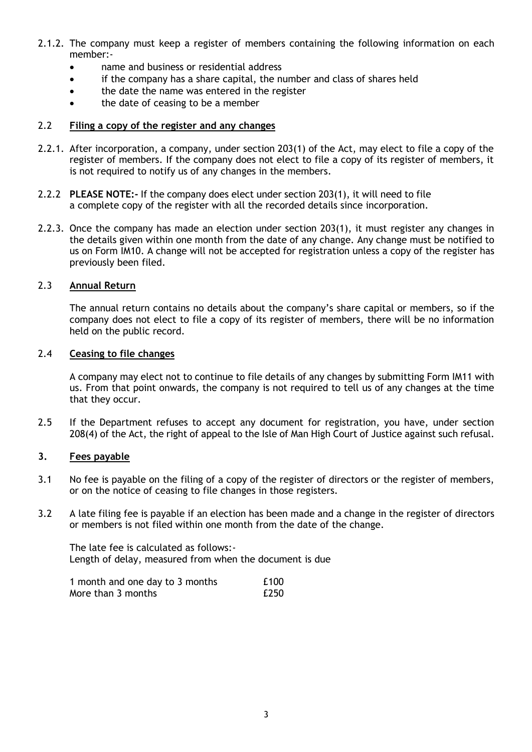2.1.2. The company must keep a register of members containing the following information on each member:-

- name and business or residential address
- if the company has a share capital, the number and class of shares held
- the date the name was entered in the register
- the date of ceasing to be a member

## 2.2 Filing a copy of the register and any changes

2.2.1. After incorporation, a company, under section 203(1) of the Act, may elect to file a copy of the register of members. If the company does not elect to file a copy of its register of members, it is not required to notify us of any changes in the members.

2.2.2 **PLEASE NOTE:-** If the company does elect under section 203(1), it will need to file a complete copy of the register with all the recorded details since incorporation.

2.2.3. Once the company has made an election under section 203(1), it must register any changes in the details given within one month from the date of any change. Any change must be notified to us on Form IM10. A change will not be accepted for registration unless a copy of the register has previously been filed.

## 2.3 Annual Return

The annual return contains no details about the company's share capital or members, so if the company does not elect to file a copy of its register of members, there will be no information held on the public record.

## 2.4 Ceasing to file changes

A company may elect not to continue to file details of any changes by submitting Form IM11 with us. From that point onwards, the company is not required to tell us of any changes at the time that they occur.

2.5 If the Department refuses to accept any document for registration, you have, under section 208(4) of the Act, the right of appeal to the Isle of Man High Court of Justice against such refusal.

## 3. Fees payable

3.1 No fee is payable on the filing of a copy of the register of directors or the register of members, or on the notice of ceasing to file changes in those registers.

3.2 A late filing fee is payable if an election has been made and a change in the register of directors or members is not filed within one month from the date of the change.

The late fee is calculated as follows:-
Length of delay, measured from when the document is due

| | |
|---|---|
| 1 month and one day to 3 months | £100 |
| More than 3 months | £250 |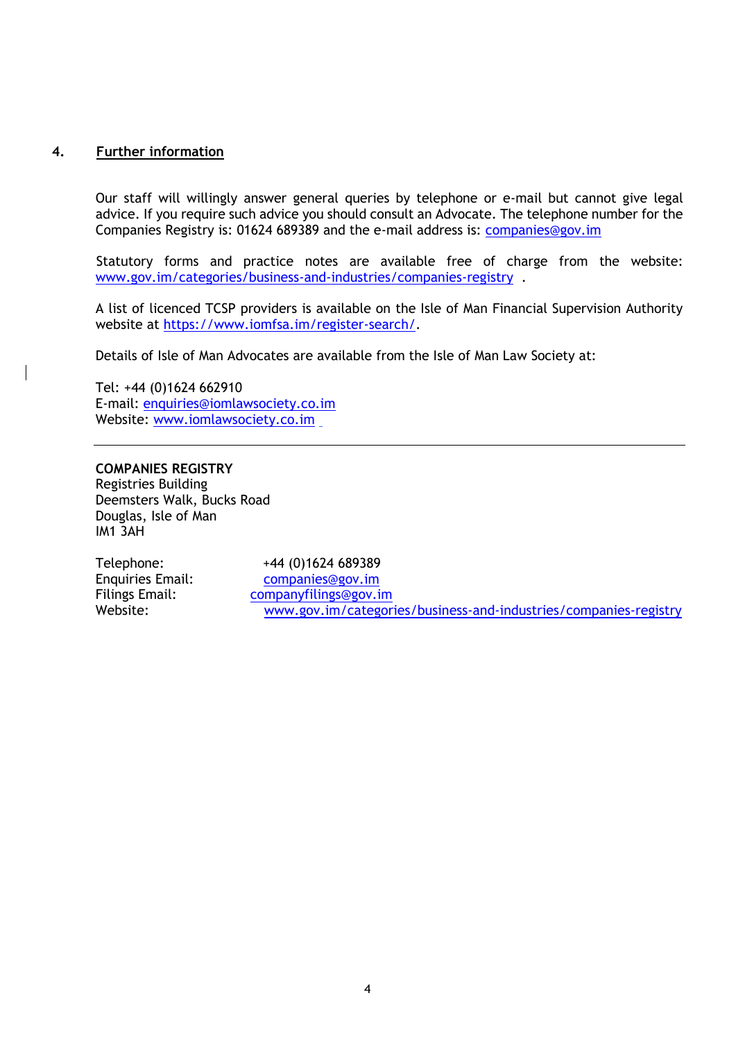## 4. Further information

Our staff will willingly answer general queries by telephone or e-mail but cannot give legal advice. If you require such advice you should consult an Advocate. The telephone number for the Companies Registry is: 01624 689389 and the e-mail address is: companies@gov.im

Statutory forms and practice notes are available free of charge from the website: www.gov.im/categories/business-and-industries/companies-registry .

A list of licenced TCSP providers is available on the Isle of Man Financial Supervision Authority website at https://www.iomfsa.im/register-search/.

Details of Isle of Man Advocates are available from the Isle of Man Law Society at:

Tel: +44 (0)1624 662910
E-mail: enquiries@iomlawsociety.co.im
Website: www.iomlawsociety.co.im

---

**COMPANIES REGISTRY**
Registries Building
Deemsters Walk, Bucks Road
Douglas, Isle of Man
IM1 3AH

| | |
|---|---|
| Telephone: | +44 (0)1624 689389 |
| Enquiries Email: | companies@gov.im |
| Filings Email: | companyfilings@gov.im |
| Website: | www.gov.im/categories/business-and-industries/companies-registry |